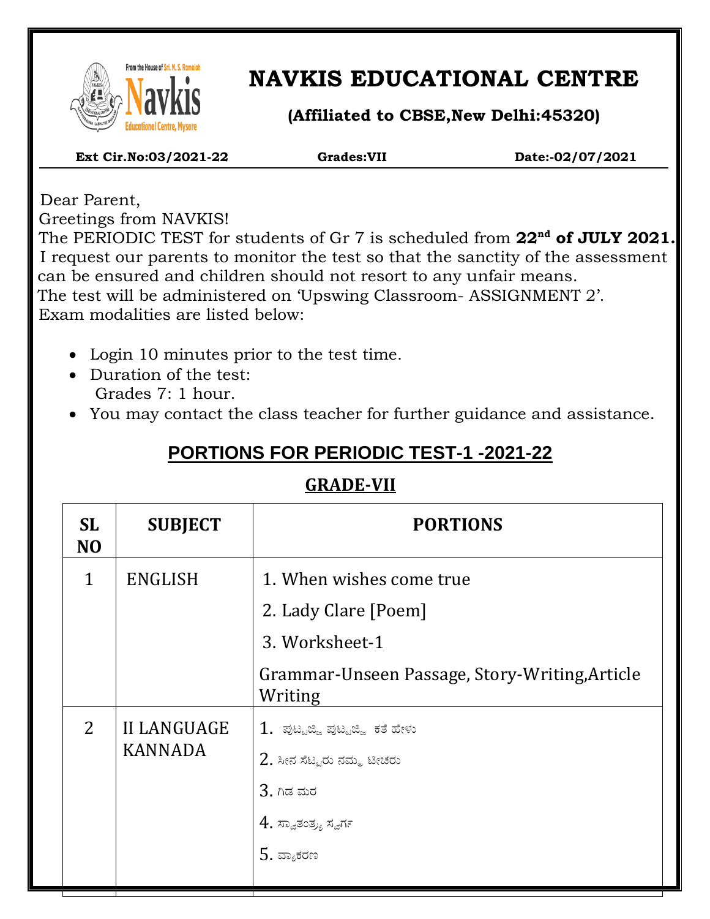# NAVKIS EDUCATIONAL CENTRE

**(Affiliated to CBSE,New Delhi:45320)**

**Ext Cir.No:03/2021-22** **Grades:VII** **Date:-02/07/2021**

Dear Parent,
Greetings from NAVKIS!
The PERIODIC TEST for students of Gr 7 is scheduled from **22nd of JULY 2021.**
I request our parents to monitor the test so that the sanctity of the assessment can be ensured and children should not resort to any unfair means.
The test will be administered on 'Upswing Classroom- ASSIGNMENT 2'.
Exam modalities are listed below:

- Login 10 minutes prior to the test time.
- Duration of the test:
  Grades 7: 1 hour.
- You may contact the class teacher for further guidance and assistance.

## PORTIONS FOR PERIODIC TEST-1 -2021-22

### GRADE-VII

| SL NO | SUBJECT | PORTIONS |
|---|---|---|
| 1 | ENGLISH | 1. When wishes come true<br>2. Lady Clare [Poem]<br>3. Worksheet-1<br>Grammar-Unseen Passage, Story-Writing,Article Writing |
| 2 | II LANGUAGE KANNADA | 1. ಪುಟ್ಟಜ್ಜಿ ಪುಟ್ಟಜ್ಜಿ ಕತೆ ಹೇಳು<br>2. ಸೀನ ಸೆಟ್ಟರು ನಮ್ಮ ಟೀಚರು<br>3. ಗಿಡ ಮರ<br>4. ಸ್ವಾತಂತ್ರ್ಯ ಸ್ವರ್ಗ<br>5. ವ್ಯಾಕರಣ |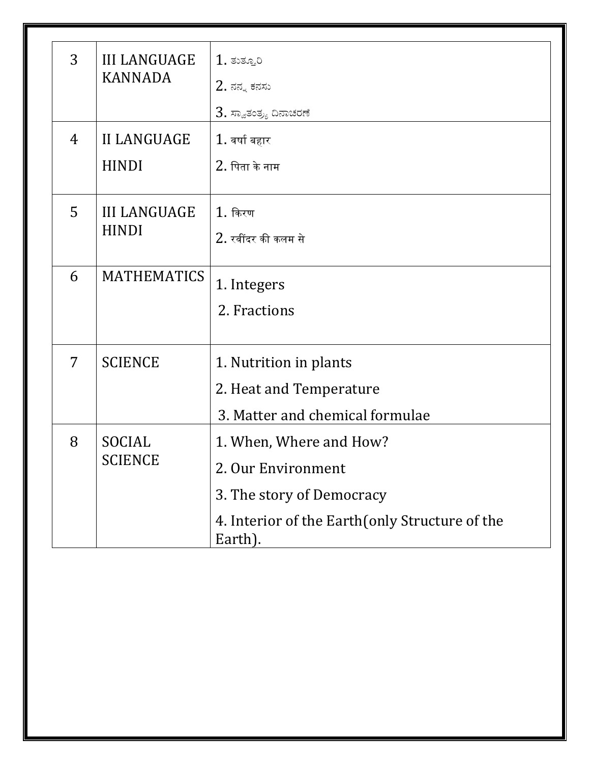| 3 | III LANGUAGE KANNADA | 1. ತುತ್ತೂರಿ<br>2. ನನ್ನ ಕನಸು<br>3. ಸ್ವಾತಂತ್ರ್ಯ ದಿನಾಚರಣೆ |
|---|---|---|
| 4 | II LANGUAGE HINDI | 1. वर्षा बहार<br>2. पिता के नाम |
| 5 | III LANGUAGE HINDI | 1. किरण<br>2. रवींदर की कलम से |
| 6 | MATHEMATICS | 1. Integers<br>2. Fractions |
| 7 | SCIENCE | 1. Nutrition in plants<br>2. Heat and Temperature<br>3. Matter and chemical formulae |
| 8 | SOCIAL SCIENCE | 1. When, Where and How?<br>2. Our Environment<br>3. The story of Democracy<br>4. Interior of the Earth(only Structure of the Earth). |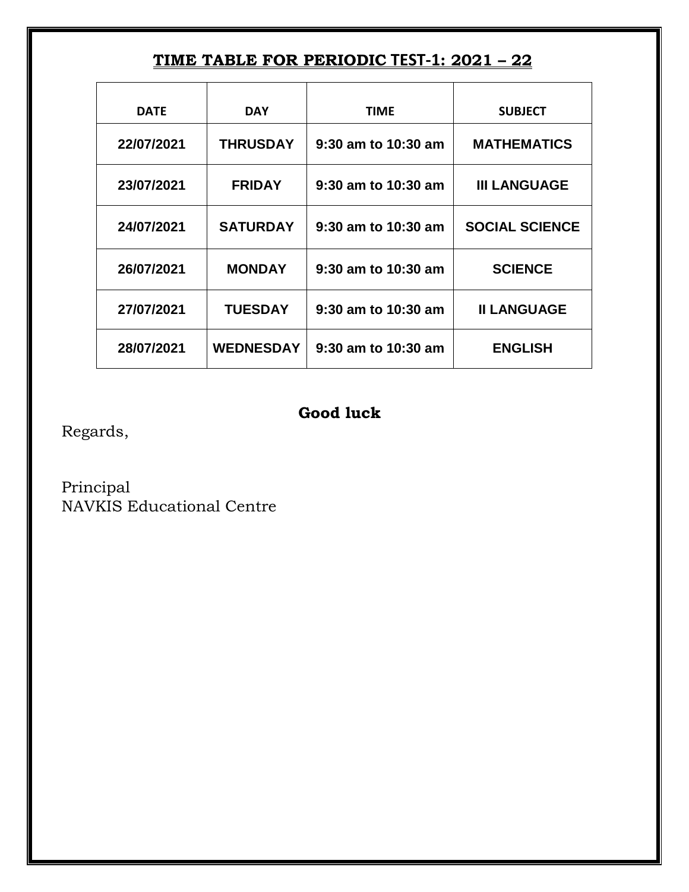# **TIME TABLE FOR PERIODIC TEST-1: 2021 – 22**

| DATE | DAY | TIME | SUBJECT |
|---|---|---|---|
| 22/07/2021 | THRUSDAY | 9:30 am to 10:30 am | MATHEMATICS |
| 23/07/2021 | FRIDAY | 9:30 am to 10:30 am | III LANGUAGE |
| 24/07/2021 | SATURDAY | 9:30 am to 10:30 am | SOCIAL SCIENCE |
| 26/07/2021 | MONDAY | 9:30 am to 10:30 am | SCIENCE |
| 27/07/2021 | TUESDAY | 9:30 am to 10:30 am | II LANGUAGE |
| 28/07/2021 | WEDNESDAY | 9:30 am to 10:30 am | ENGLISH |

**Good luck**

Regards,

Principal
NAVKIS Educational Centre